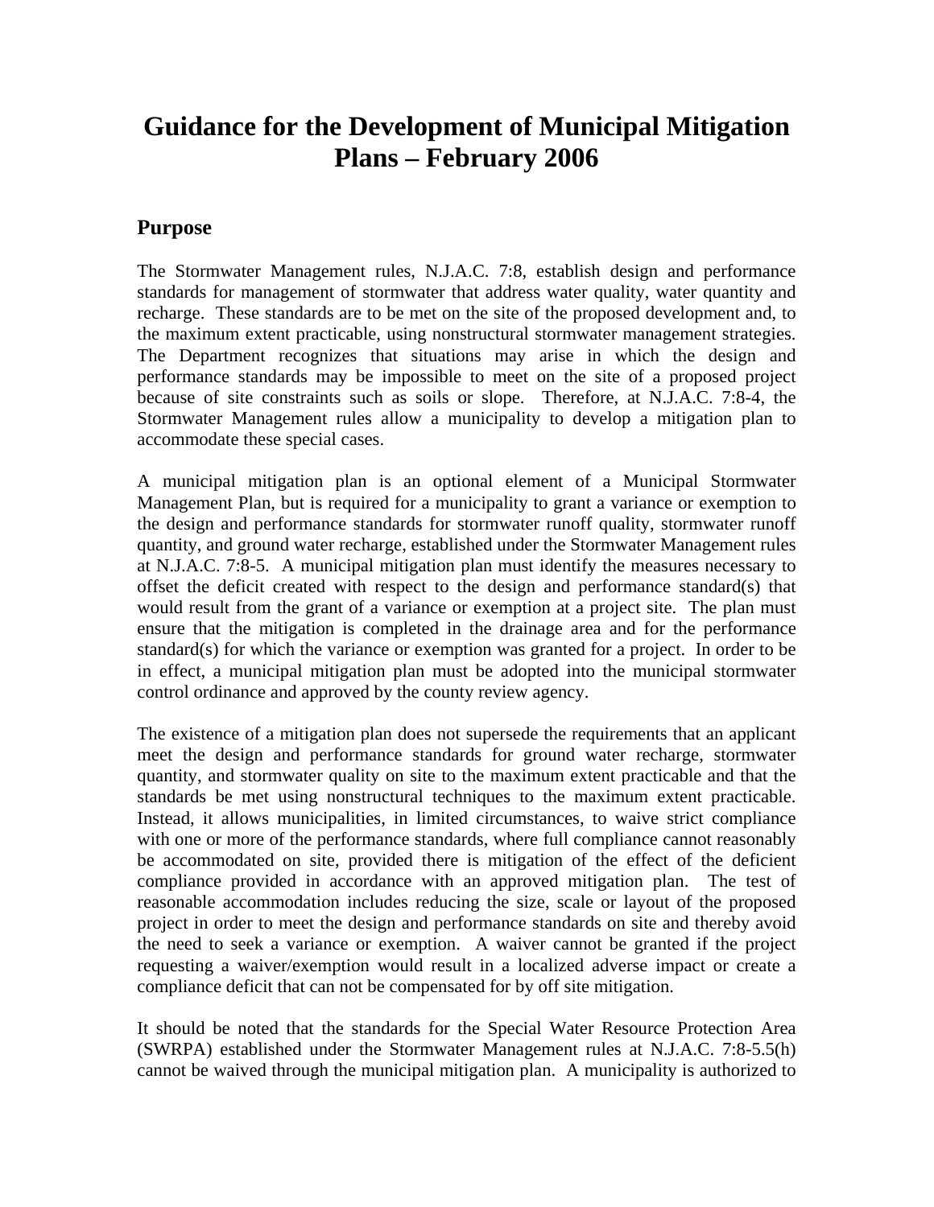# Guidance for the Development of Municipal Mitigation Plans – February 2006

## Purpose

The Stormwater Management rules, N.J.A.C. 7:8, establish design and performance standards for management of stormwater that address water quality, water quantity and recharge. These standards are to be met on the site of the proposed development and, to the maximum extent practicable, using nonstructural stormwater management strategies. The Department recognizes that situations may arise in which the design and performance standards may be impossible to meet on the site of a proposed project because of site constraints such as soils or slope. Therefore, at N.J.A.C. 7:8-4, the Stormwater Management rules allow a municipality to develop a mitigation plan to accommodate these special cases.

A municipal mitigation plan is an optional element of a Municipal Stormwater Management Plan, but is required for a municipality to grant a variance or exemption to the design and performance standards for stormwater runoff quality, stormwater runoff quantity, and ground water recharge, established under the Stormwater Management rules at N.J.A.C. 7:8-5. A municipal mitigation plan must identify the measures necessary to offset the deficit created with respect to the design and performance standard(s) that would result from the grant of a variance or exemption at a project site. The plan must ensure that the mitigation is completed in the drainage area and for the performance standard(s) for which the variance or exemption was granted for a project. In order to be in effect, a municipal mitigation plan must be adopted into the municipal stormwater control ordinance and approved by the county review agency.

The existence of a mitigation plan does not supersede the requirements that an applicant meet the design and performance standards for ground water recharge, stormwater quantity, and stormwater quality on site to the maximum extent practicable and that the standards be met using nonstructural techniques to the maximum extent practicable. Instead, it allows municipalities, in limited circumstances, to waive strict compliance with one or more of the performance standards, where full compliance cannot reasonably be accommodated on site, provided there is mitigation of the effect of the deficient compliance provided in accordance with an approved mitigation plan. The test of reasonable accommodation includes reducing the size, scale or layout of the proposed project in order to meet the design and performance standards on site and thereby avoid the need to seek a variance or exemption. A waiver cannot be granted if the project requesting a waiver/exemption would result in a localized adverse impact or create a compliance deficit that can not be compensated for by off site mitigation.

It should be noted that the standards for the Special Water Resource Protection Area (SWRPA) established under the Stormwater Management rules at N.J.A.C. 7:8-5.5(h) cannot be waived through the municipal mitigation plan. A municipality is authorized to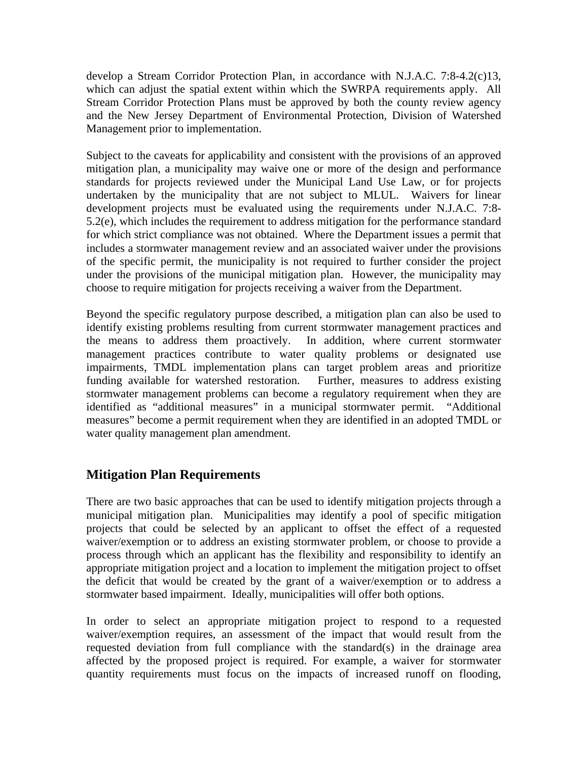develop a Stream Corridor Protection Plan, in accordance with N.J.A.C. 7:8-4.2(c)13, which can adjust the spatial extent within which the SWRPA requirements apply. All Stream Corridor Protection Plans must be approved by both the county review agency and the New Jersey Department of Environmental Protection, Division of Watershed Management prior to implementation.

Subject to the caveats for applicability and consistent with the provisions of an approved mitigation plan, a municipality may waive one or more of the design and performance standards for projects reviewed under the Municipal Land Use Law, or for projects undertaken by the municipality that are not subject to MLUL. Waivers for linear development projects must be evaluated using the requirements under N.J.A.C. 7:8-5.2(e), which includes the requirement to address mitigation for the performance standard for which strict compliance was not obtained. Where the Department issues a permit that includes a stormwater management review and an associated waiver under the provisions of the specific permit, the municipality is not required to further consider the project under the provisions of the municipal mitigation plan. However, the municipality may choose to require mitigation for projects receiving a waiver from the Department.

Beyond the specific regulatory purpose described, a mitigation plan can also be used to identify existing problems resulting from current stormwater management practices and the means to address them proactively. In addition, where current stormwater management practices contribute to water quality problems or designated use impairments, TMDL implementation plans can target problem areas and prioritize funding available for watershed restoration. Further, measures to address existing stormwater management problems can become a regulatory requirement when they are identified as "additional measures" in a municipal stormwater permit. "Additional measures" become a permit requirement when they are identified in an adopted TMDL or water quality management plan amendment.

## Mitigation Plan Requirements

There are two basic approaches that can be used to identify mitigation projects through a municipal mitigation plan. Municipalities may identify a pool of specific mitigation projects that could be selected by an applicant to offset the effect of a requested waiver/exemption or to address an existing stormwater problem, or choose to provide a process through which an applicant has the flexibility and responsibility to identify an appropriate mitigation project and a location to implement the mitigation project to offset the deficit that would be created by the grant of a waiver/exemption or to address a stormwater based impairment. Ideally, municipalities will offer both options.

In order to select an appropriate mitigation project to respond to a requested waiver/exemption requires, an assessment of the impact that would result from the requested deviation from full compliance with the standard(s) in the drainage area affected by the proposed project is required. For example, a waiver for stormwater quantity requirements must focus on the impacts of increased runoff on flooding,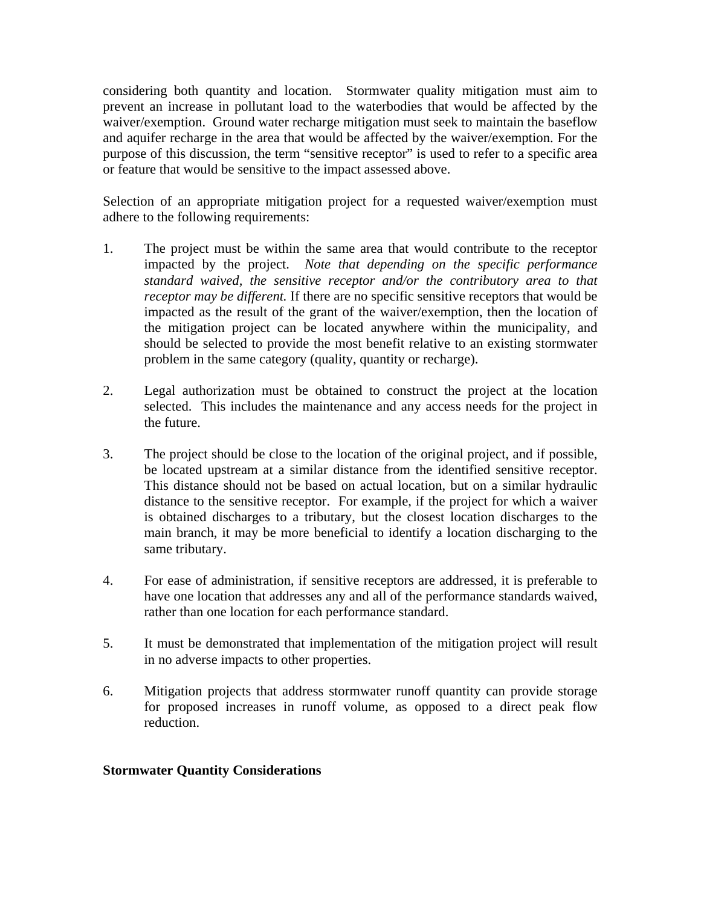considering both quantity and location. Stormwater quality mitigation must aim to prevent an increase in pollutant load to the waterbodies that would be affected by the waiver/exemption. Ground water recharge mitigation must seek to maintain the baseflow and aquifer recharge in the area that would be affected by the waiver/exemption. For the purpose of this discussion, the term "sensitive receptor" is used to refer to a specific area or feature that would be sensitive to the impact assessed above.

Selection of an appropriate mitigation project for a requested waiver/exemption must adhere to the following requirements:

1. The project must be within the same area that would contribute to the receptor impacted by the project. *Note that depending on the specific performance standard waived, the sensitive receptor and/or the contributory area to that receptor may be different.* If there are no specific sensitive receptors that would be impacted as the result of the grant of the waiver/exemption, then the location of the mitigation project can be located anywhere within the municipality, and should be selected to provide the most benefit relative to an existing stormwater problem in the same category (quality, quantity or recharge).

2. Legal authorization must be obtained to construct the project at the location selected. This includes the maintenance and any access needs for the project in the future.

3. The project should be close to the location of the original project, and if possible, be located upstream at a similar distance from the identified sensitive receptor. This distance should not be based on actual location, but on a similar hydraulic distance to the sensitive receptor. For example, if the project for which a waiver is obtained discharges to a tributary, but the closest location discharges to the main branch, it may be more beneficial to identify a location discharging to the same tributary.

4. For ease of administration, if sensitive receptors are addressed, it is preferable to have one location that addresses any and all of the performance standards waived, rather than one location for each performance standard.

5. It must be demonstrated that implementation of the mitigation project will result in no adverse impacts to other properties.

6. Mitigation projects that address stormwater runoff quantity can provide storage for proposed increases in runoff volume, as opposed to a direct peak flow reduction.

**Stormwater Quantity Considerations**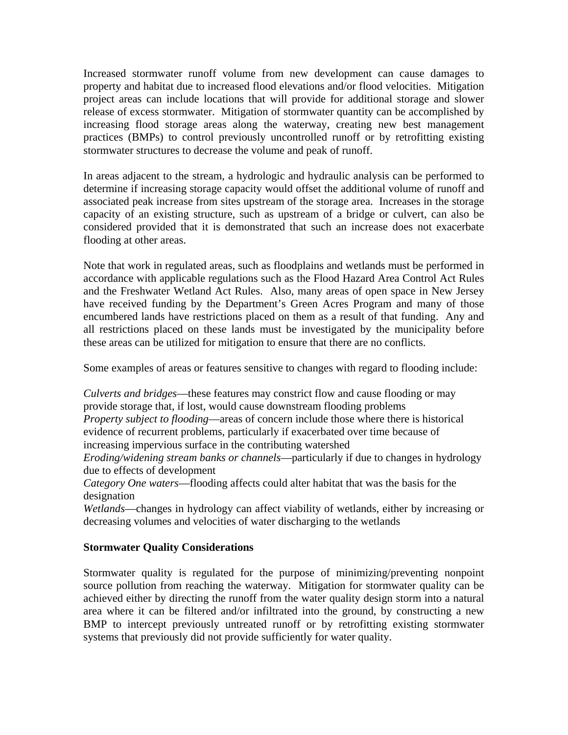Increased stormwater runoff volume from new development can cause damages to property and habitat due to increased flood elevations and/or flood velocities. Mitigation project areas can include locations that will provide for additional storage and slower release of excess stormwater. Mitigation of stormwater quantity can be accomplished by increasing flood storage areas along the waterway, creating new best management practices (BMPs) to control previously uncontrolled runoff or by retrofitting existing stormwater structures to decrease the volume and peak of runoff.

In areas adjacent to the stream, a hydrologic and hydraulic analysis can be performed to determine if increasing storage capacity would offset the additional volume of runoff and associated peak increase from sites upstream of the storage area. Increases in the storage capacity of an existing structure, such as upstream of a bridge or culvert, can also be considered provided that it is demonstrated that such an increase does not exacerbate flooding at other areas.

Note that work in regulated areas, such as floodplains and wetlands must be performed in accordance with applicable regulations such as the Flood Hazard Area Control Act Rules and the Freshwater Wetland Act Rules. Also, many areas of open space in New Jersey have received funding by the Department's Green Acres Program and many of those encumbered lands have restrictions placed on them as a result of that funding. Any and all restrictions placed on these lands must be investigated by the municipality before these areas can be utilized for mitigation to ensure that there are no conflicts.

Some examples of areas or features sensitive to changes with regard to flooding include:

*Culverts and bridges*—these features may constrict flow and cause flooding or may provide storage that, if lost, would cause downstream flooding problems
*Property subject to flooding*—areas of concern include those where there is historical evidence of recurrent problems, particularly if exacerbated over time because of increasing impervious surface in the contributing watershed
*Eroding/widening stream banks or channels*—particularly if due to changes in hydrology due to effects of development
*Category One waters*—flooding affects could alter habitat that was the basis for the designation
*Wetlands*—changes in hydrology can affect viability of wetlands, either by increasing or decreasing volumes and velocities of water discharging to the wetlands

**Stormwater Quality Considerations**

Stormwater quality is regulated for the purpose of minimizing/preventing nonpoint source pollution from reaching the waterway. Mitigation for stormwater quality can be achieved either by directing the runoff from the water quality design storm into a natural area where it can be filtered and/or infiltrated into the ground, by constructing a new BMP to intercept previously untreated runoff or by retrofitting existing stormwater systems that previously did not provide sufficiently for water quality.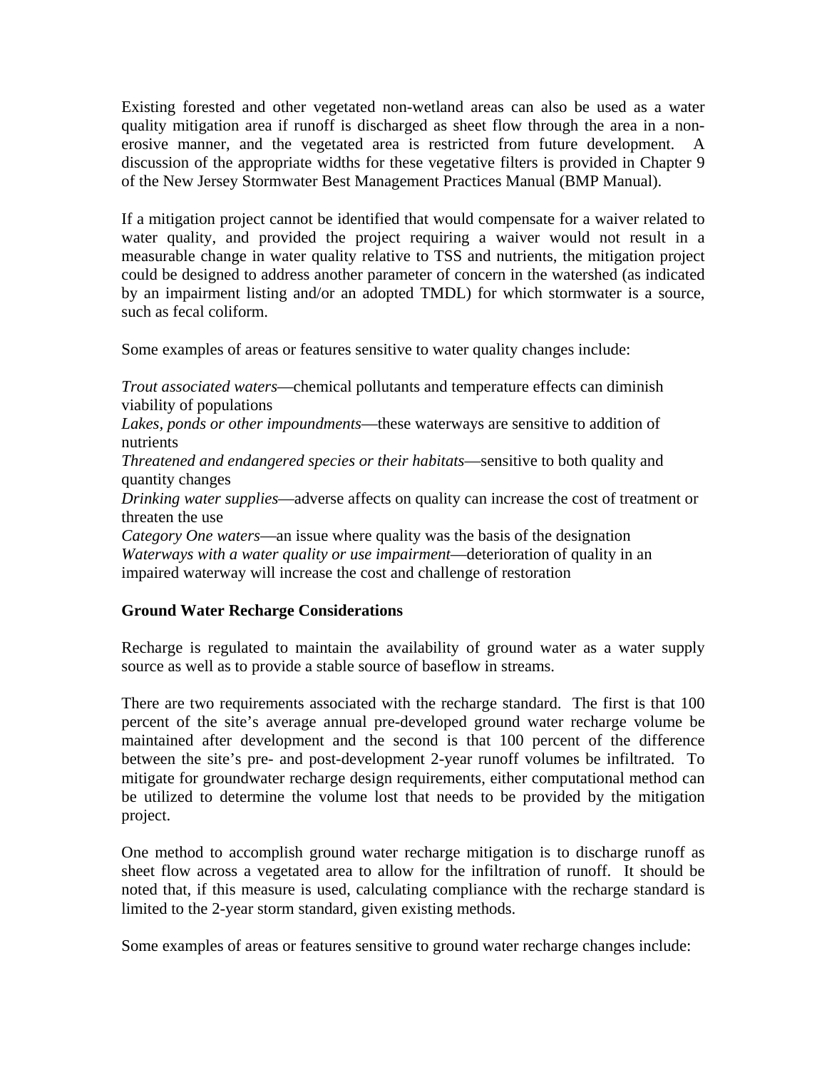Existing forested and other vegetated non-wetland areas can also be used as a water quality mitigation area if runoff is discharged as sheet flow through the area in a non-erosive manner, and the vegetated area is restricted from future development. A discussion of the appropriate widths for these vegetative filters is provided in Chapter 9 of the New Jersey Stormwater Best Management Practices Manual (BMP Manual).

If a mitigation project cannot be identified that would compensate for a waiver related to water quality, and provided the project requiring a waiver would not result in a measurable change in water quality relative to TSS and nutrients, the mitigation project could be designed to address another parameter of concern in the watershed (as indicated by an impairment listing and/or an adopted TMDL) for which stormwater is a source, such as fecal coliform.

Some examples of areas or features sensitive to water quality changes include:

*Trout associated waters*—chemical pollutants and temperature effects can diminish viability of populations
*Lakes, ponds or other impoundments*—these waterways are sensitive to addition of nutrients
*Threatened and endangered species or their habitats*—sensitive to both quality and quantity changes
*Drinking water supplies*—adverse affects on quality can increase the cost of treatment or threaten the use
*Category One waters*—an issue where quality was the basis of the designation
*Waterways with a water quality or use impairment*—deterioration of quality in an impaired waterway will increase the cost and challenge of restoration

**Ground Water Recharge Considerations**

Recharge is regulated to maintain the availability of ground water as a water supply source as well as to provide a stable source of baseflow in streams.

There are two requirements associated with the recharge standard. The first is that 100 percent of the site's average annual pre-developed ground water recharge volume be maintained after development and the second is that 100 percent of the difference between the site's pre- and post-development 2-year runoff volumes be infiltrated. To mitigate for groundwater recharge design requirements, either computational method can be utilized to determine the volume lost that needs to be provided by the mitigation project.

One method to accomplish ground water recharge mitigation is to discharge runoff as sheet flow across a vegetated area to allow for the infiltration of runoff. It should be noted that, if this measure is used, calculating compliance with the recharge standard is limited to the 2-year storm standard, given existing methods.

Some examples of areas or features sensitive to ground water recharge changes include: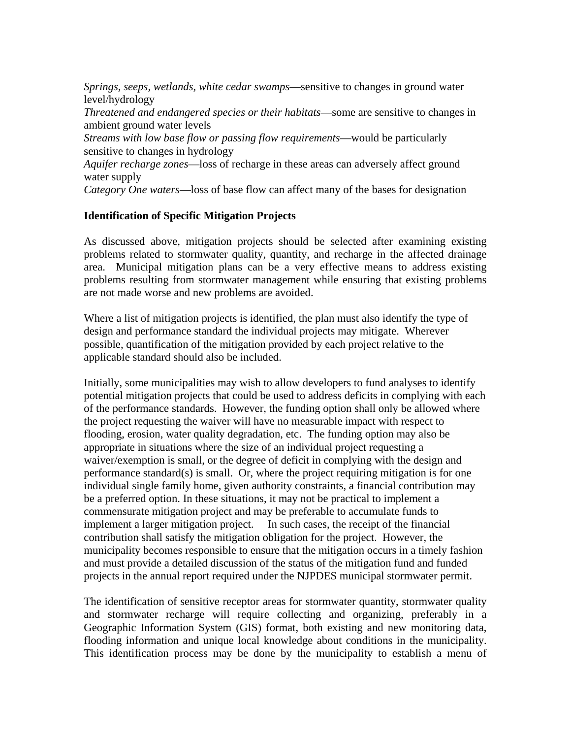*Springs, seeps, wetlands, white cedar swamps*—sensitive to changes in ground water level/hydrology
*Threatened and endangered species or their habitats*—some are sensitive to changes in ambient ground water levels
*Streams with low base flow or passing flow requirements*—would be particularly sensitive to changes in hydrology
*Aquifer recharge zones*—loss of recharge in these areas can adversely affect ground water supply
*Category One waters*—loss of base flow can affect many of the bases for designation

**Identification of Specific Mitigation Projects**

As discussed above, mitigation projects should be selected after examining existing problems related to stormwater quality, quantity, and recharge in the affected drainage area. Municipal mitigation plans can be a very effective means to address existing problems resulting from stormwater management while ensuring that existing problems are not made worse and new problems are avoided.

Where a list of mitigation projects is identified, the plan must also identify the type of design and performance standard the individual projects may mitigate. Wherever possible, quantification of the mitigation provided by each project relative to the applicable standard should also be included.

Initially, some municipalities may wish to allow developers to fund analyses to identify potential mitigation projects that could be used to address deficits in complying with each of the performance standards. However, the funding option shall only be allowed where the project requesting the waiver will have no measurable impact with respect to flooding, erosion, water quality degradation, etc. The funding option may also be appropriate in situations where the size of an individual project requesting a waiver/exemption is small, or the degree of deficit in complying with the design and performance standard(s) is small. Or, where the project requiring mitigation is for one individual single family home, given authority constraints, a financial contribution may be a preferred option. In these situations, it may not be practical to implement a commensurate mitigation project and may be preferable to accumulate funds to implement a larger mitigation project. In such cases, the receipt of the financial contribution shall satisfy the mitigation obligation for the project. However, the municipality becomes responsible to ensure that the mitigation occurs in a timely fashion and must provide a detailed discussion of the status of the mitigation fund and funded projects in the annual report required under the NJPDES municipal stormwater permit.

The identification of sensitive receptor areas for stormwater quantity, stormwater quality and stormwater recharge will require collecting and organizing, preferably in a Geographic Information System (GIS) format, both existing and new monitoring data, flooding information and unique local knowledge about conditions in the municipality. This identification process may be done by the municipality to establish a menu of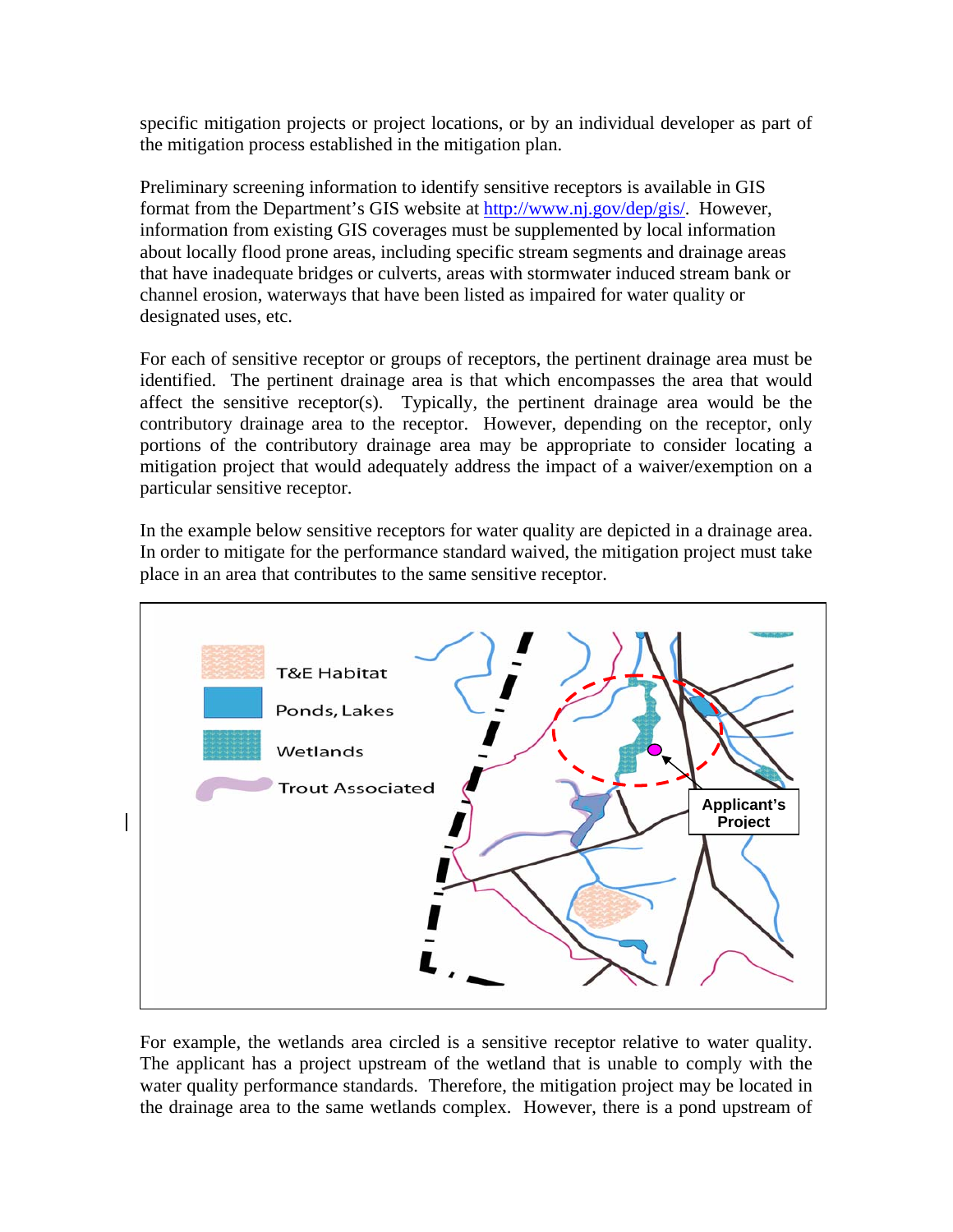specific mitigation projects or project locations, or by an individual developer as part of the mitigation process established in the mitigation plan.

Preliminary screening information to identify sensitive receptors is available in GIS format from the Department's GIS website at http://www.nj.gov/dep/gis/. However, information from existing GIS coverages must be supplemented by local information about locally flood prone areas, including specific stream segments and drainage areas that have inadequate bridges or culverts, areas with stormwater induced stream bank or channel erosion, waterways that have been listed as impaired for water quality or designated uses, etc.

For each of sensitive receptor or groups of receptors, the pertinent drainage area must be identified. The pertinent drainage area is that which encompasses the area that would affect the sensitive receptor(s). Typically, the pertinent drainage area would be the contributory drainage area to the receptor. However, depending on the receptor, only portions of the contributory drainage area may be appropriate to consider locating a mitigation project that would adequately address the impact of a waiver/exemption on a particular sensitive receptor.

In the example below sensitive receptors for water quality are depicted in a drainage area. In order to mitigate for the performance standard waived, the mitigation project must take place in an area that contributes to the same sensitive receptor.

For example, the wetlands area circled is a sensitive receptor relative to water quality. The applicant has a project upstream of the wetland that is unable to comply with the water quality performance standards. Therefore, the mitigation project may be located in the drainage area to the same wetlands complex. However, there is a pond upstream of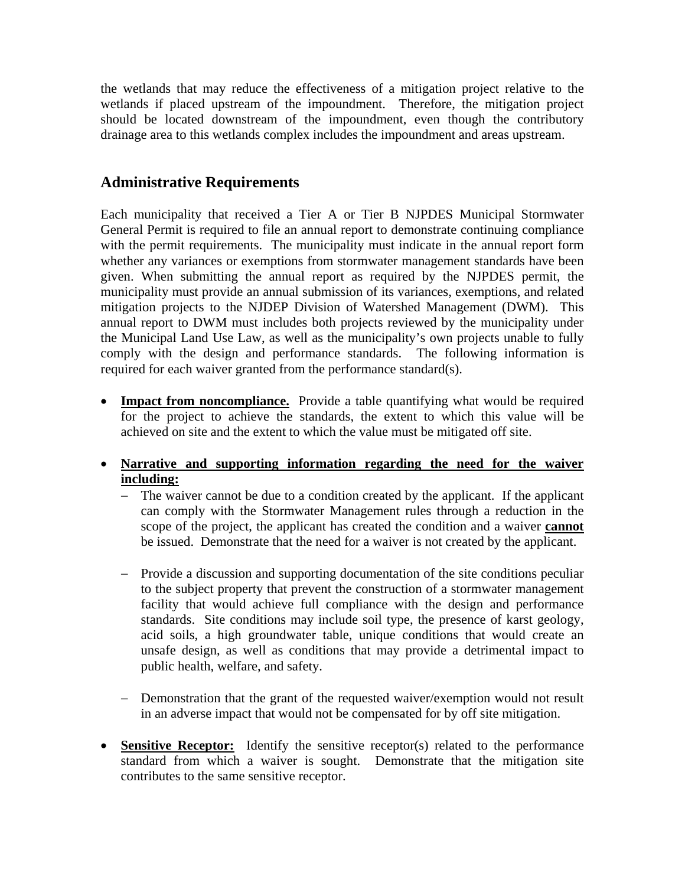the wetlands that may reduce the effectiveness of a mitigation project relative to the wetlands if placed upstream of the impoundment. Therefore, the mitigation project should be located downstream of the impoundment, even though the contributory drainage area to this wetlands complex includes the impoundment and areas upstream.

## Administrative Requirements

Each municipality that received a Tier A or Tier B NJPDES Municipal Stormwater General Permit is required to file an annual report to demonstrate continuing compliance with the permit requirements. The municipality must indicate in the annual report form whether any variances or exemptions from stormwater management standards have been given. When submitting the annual report as required by the NJPDES permit, the municipality must provide an annual submission of its variances, exemptions, and related mitigation projects to the NJDEP Division of Watershed Management (DWM). This annual report to DWM must includes both projects reviewed by the municipality under the Municipal Land Use Law, as well as the municipality's own projects unable to fully comply with the design and performance standards. The following information is required for each waiver granted from the performance standard(s).

- **Impact from noncompliance.** Provide a table quantifying what would be required for the project to achieve the standards, the extent to which this value will be achieved on site and the extent to which the value must be mitigated off site.

- **Narrative and supporting information regarding the need for the waiver including:**
  - The waiver cannot be due to a condition created by the applicant. If the applicant can comply with the Stormwater Management rules through a reduction in the scope of the project, the applicant has created the condition and a waiver **cannot** be issued. Demonstrate that the need for a waiver is not created by the applicant.
  - Provide a discussion and supporting documentation of the site conditions peculiar to the subject property that prevent the construction of a stormwater management facility that would achieve full compliance with the design and performance standards. Site conditions may include soil type, the presence of karst geology, acid soils, a high groundwater table, unique conditions that would create an unsafe design, as well as conditions that may provide a detrimental impact to public health, welfare, and safety.
  - Demonstration that the grant of the requested waiver/exemption would not result in an adverse impact that would not be compensated for by off site mitigation.

- **Sensitive Receptor:** Identify the sensitive receptor(s) related to the performance standard from which a waiver is sought. Demonstrate that the mitigation site contributes to the same sensitive receptor.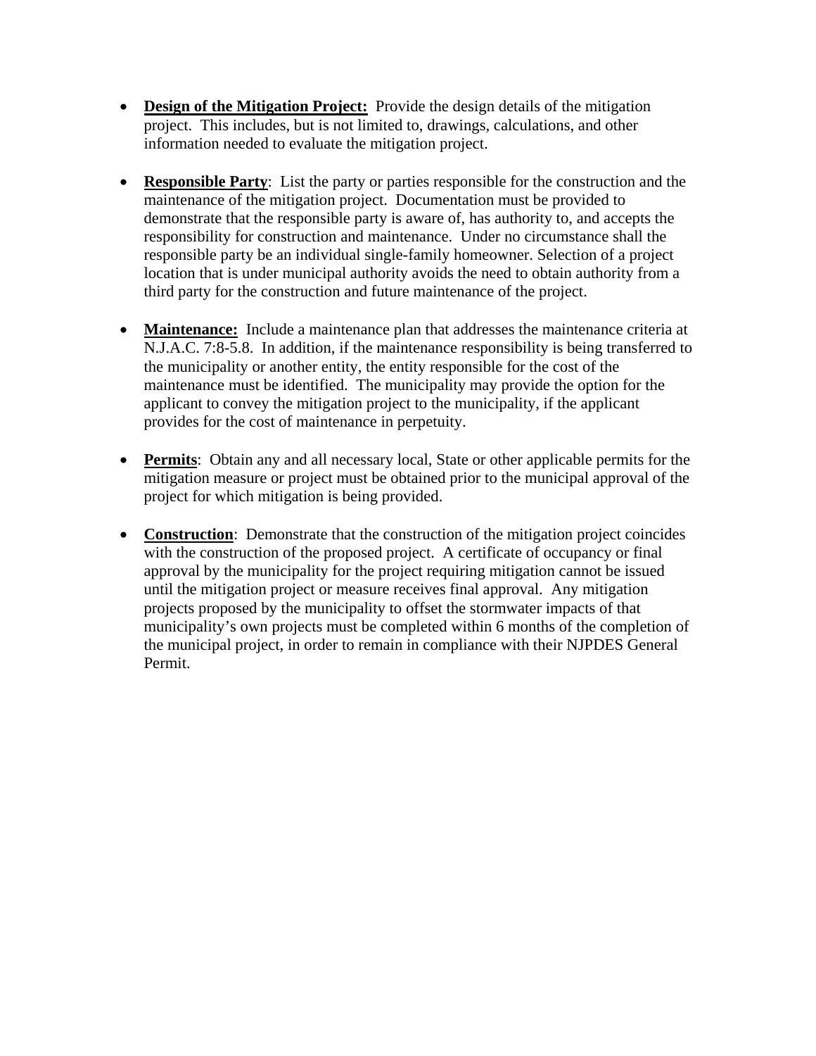- **Design of the Mitigation Project:** Provide the design details of the mitigation project. This includes, but is not limited to, drawings, calculations, and other information needed to evaluate the mitigation project.

- **Responsible Party**: List the party or parties responsible for the construction and the maintenance of the mitigation project. Documentation must be provided to demonstrate that the responsible party is aware of, has authority to, and accepts the responsibility for construction and maintenance. Under no circumstance shall the responsible party be an individual single-family homeowner. Selection of a project location that is under municipal authority avoids the need to obtain authority from a third party for the construction and future maintenance of the project.

- **Maintenance:** Include a maintenance plan that addresses the maintenance criteria at N.J.A.C. 7:8-5.8. In addition, if the maintenance responsibility is being transferred to the municipality or another entity, the entity responsible for the cost of the maintenance must be identified. The municipality may provide the option for the applicant to convey the mitigation project to the municipality, if the applicant provides for the cost of maintenance in perpetuity.

- **Permits**: Obtain any and all necessary local, State or other applicable permits for the mitigation measure or project must be obtained prior to the municipal approval of the project for which mitigation is being provided.

- **Construction**: Demonstrate that the construction of the mitigation project coincides with the construction of the proposed project. A certificate of occupancy or final approval by the municipality for the project requiring mitigation cannot be issued until the mitigation project or measure receives final approval. Any mitigation projects proposed by the municipality to offset the stormwater impacts of that municipality's own projects must be completed within 6 months of the completion of the municipal project, in order to remain in compliance with their NJPDES General Permit.